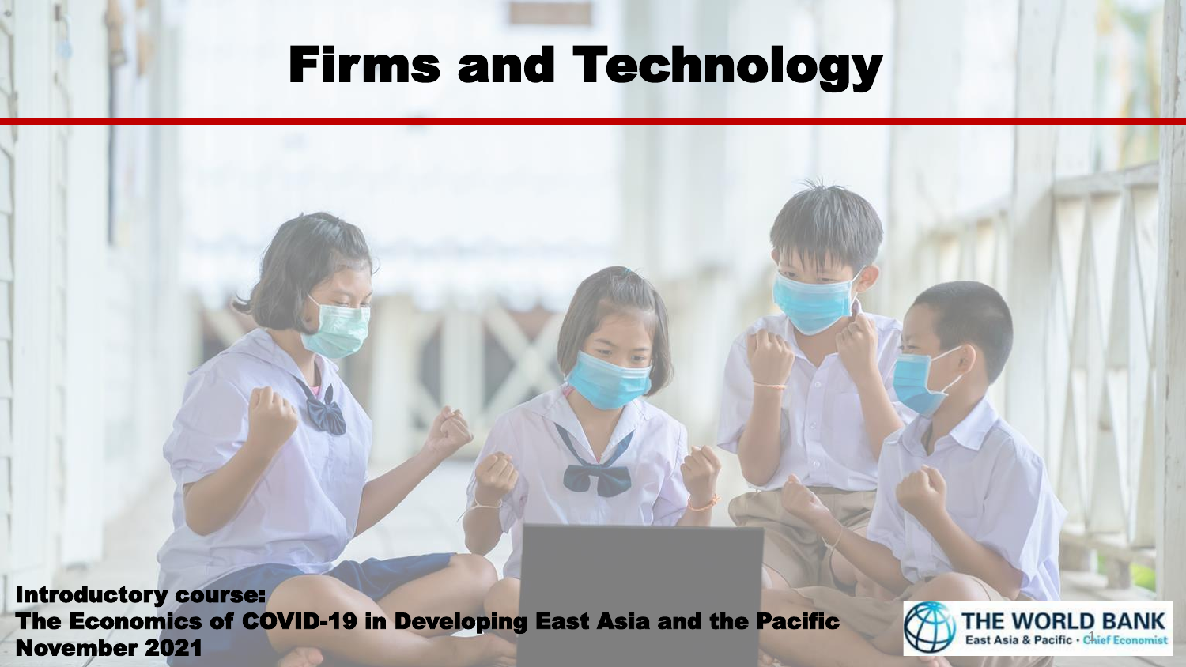# Firms and Technology

**Introductory course:**
**The Economics of COVID-19 in Developing East Asia and the Pacific**
**November 2021**

THE WORLD BANK
East Asia & Pacific · Chief Economist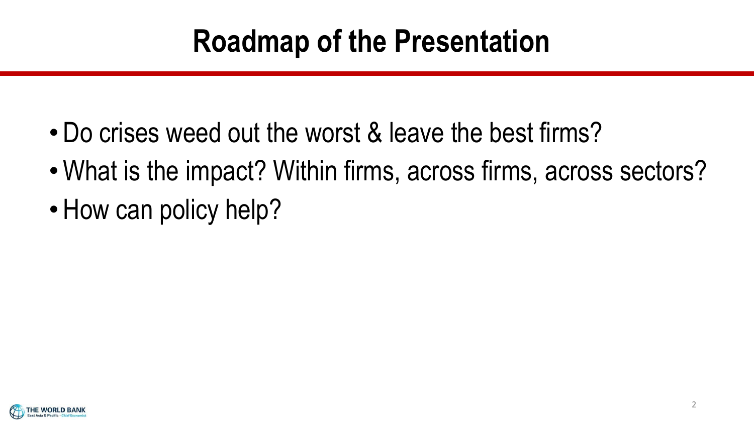# Roadmap of the Presentation

- Do crises weed out the worst & leave the best firms?
- What is the impact? Within firms, across firms, across sectors?
- How can policy help?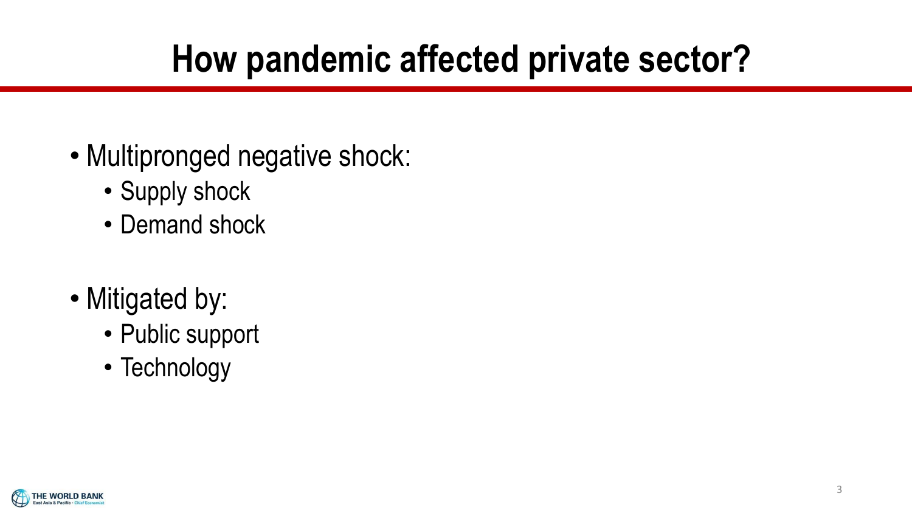# How pandemic affected private sector?

- Multipronged negative shock:
  - Supply shock
  - Demand shock

- Mitigated by:
  - Public support
  - Technology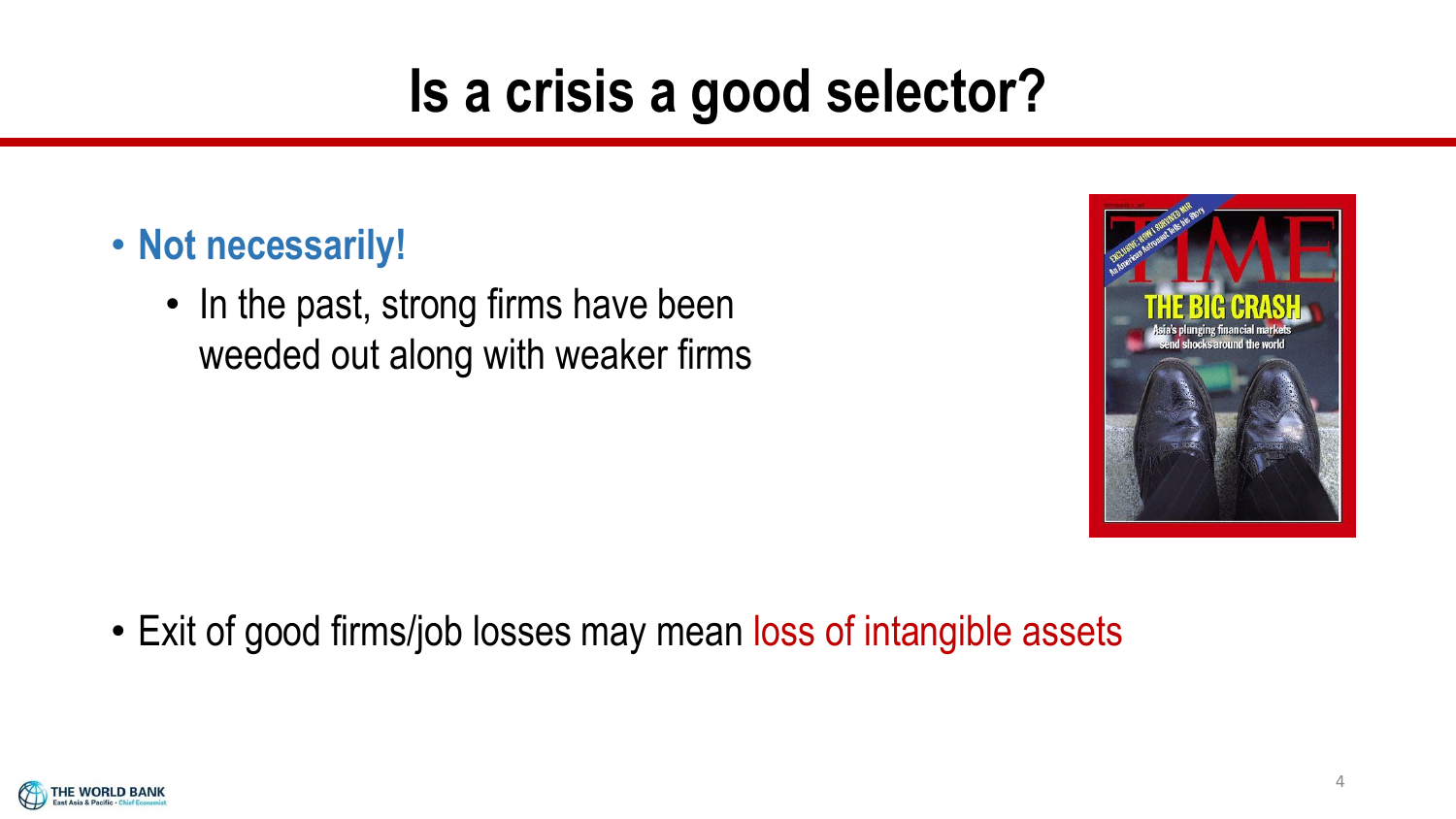# Is a crisis a good selector?

- **Not necessarily!**
  - In the past, strong firms have been weeded out along with weaker firms

- Exit of good firms/job losses may mean loss of intangible assets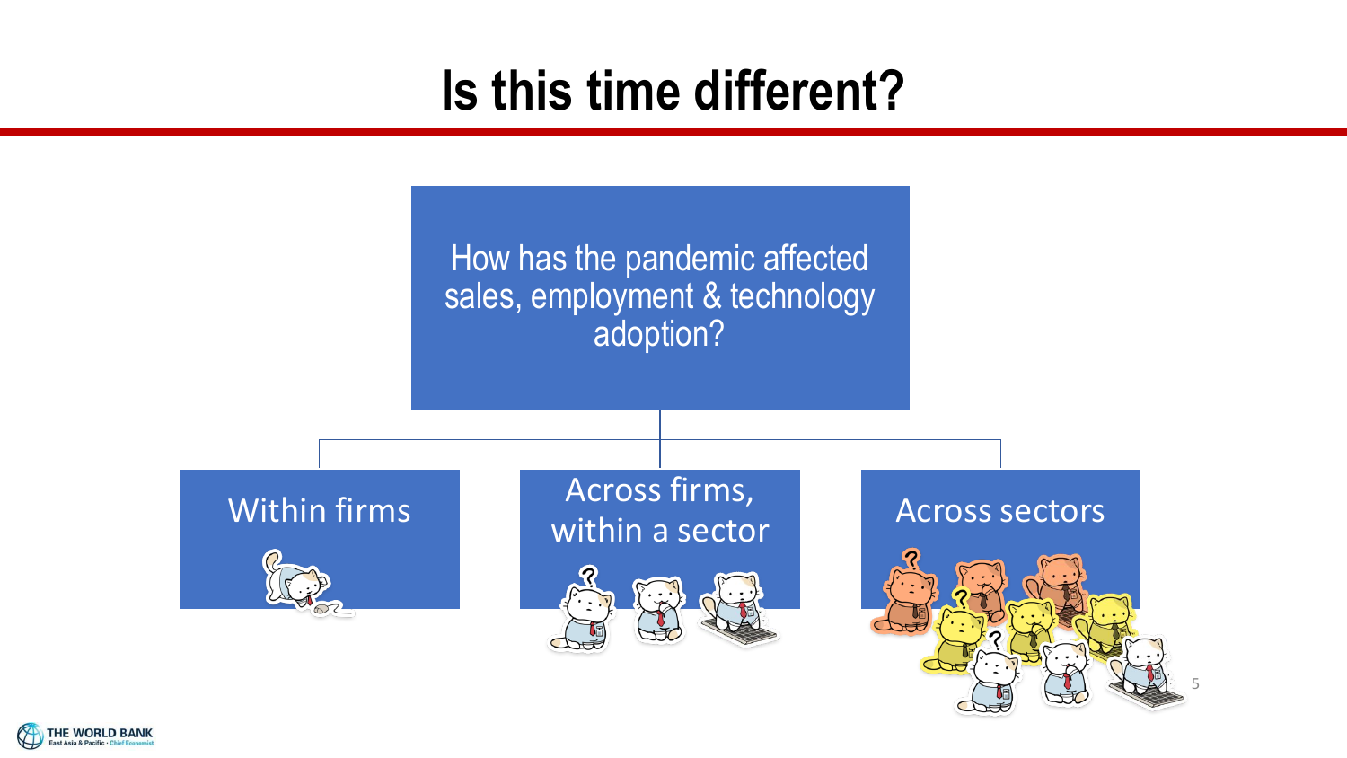# Is this time different?

How has the pandemic affected sales, employment & technology adoption?

- Within firms
- Across firms, within a sector
- Across sectors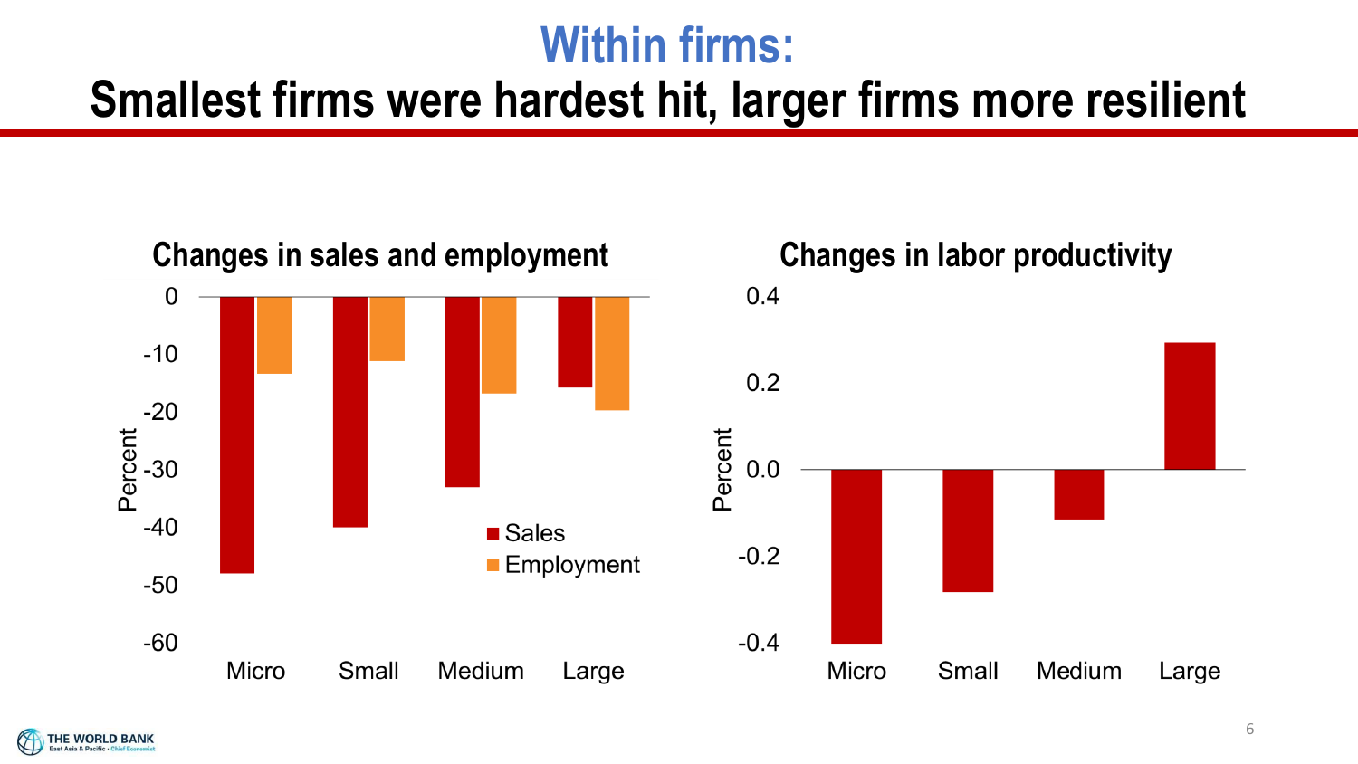# Within firms:
## Smallest firms were hardest hit, larger firms more resilient

### Changes in sales and employment

Percent

- Sales
- Employment

Micro, Small, Medium, Large

### Changes in labor productivity

Percent

Micro, Small, Medium, Large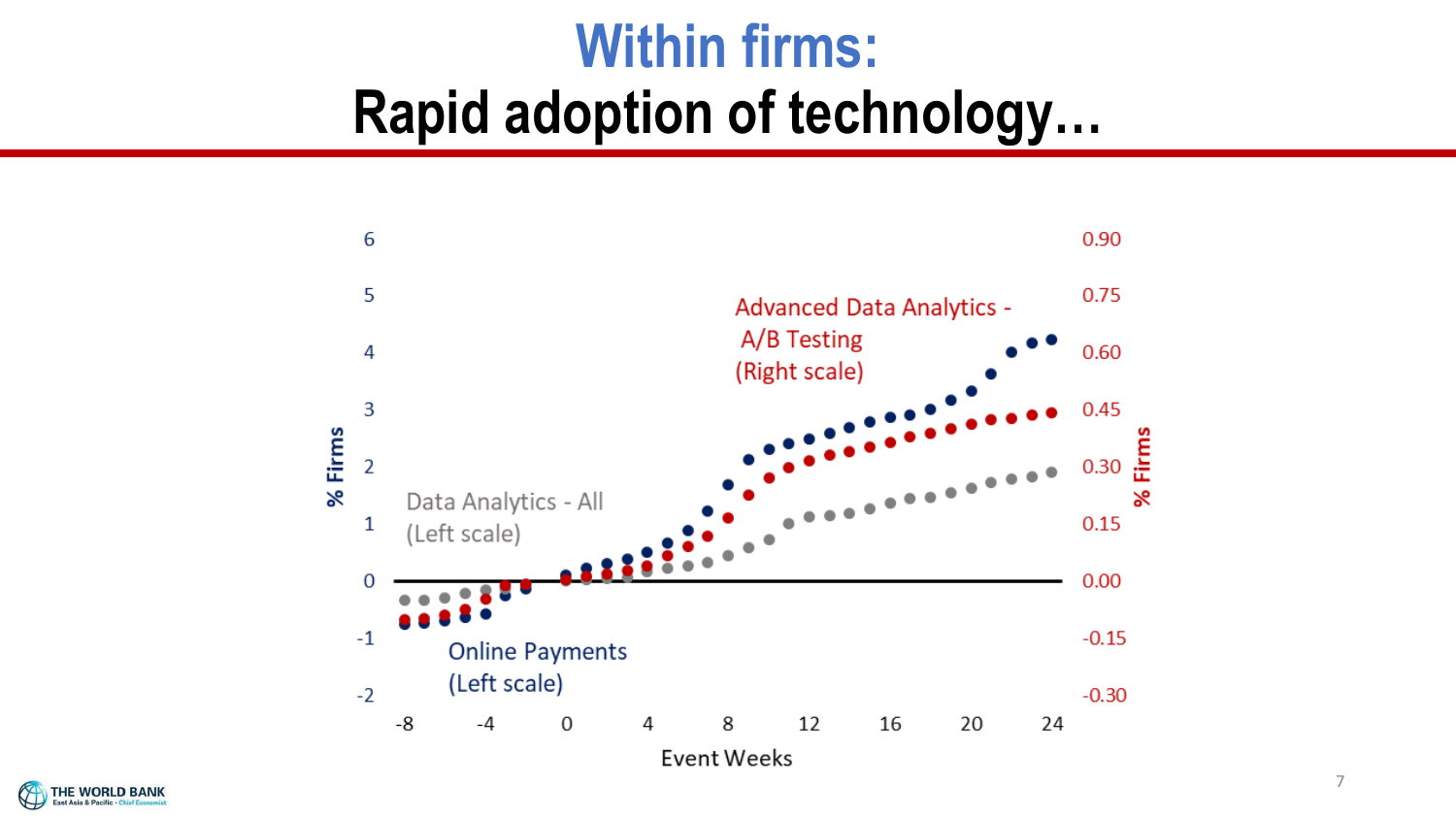# Within firms:
## Rapid adoption of technology…

Advanced Data Analytics - A/B Testing (Right scale)

Data Analytics - All (Left scale)

Online Payments (Left scale)

% Firms

Event Weeks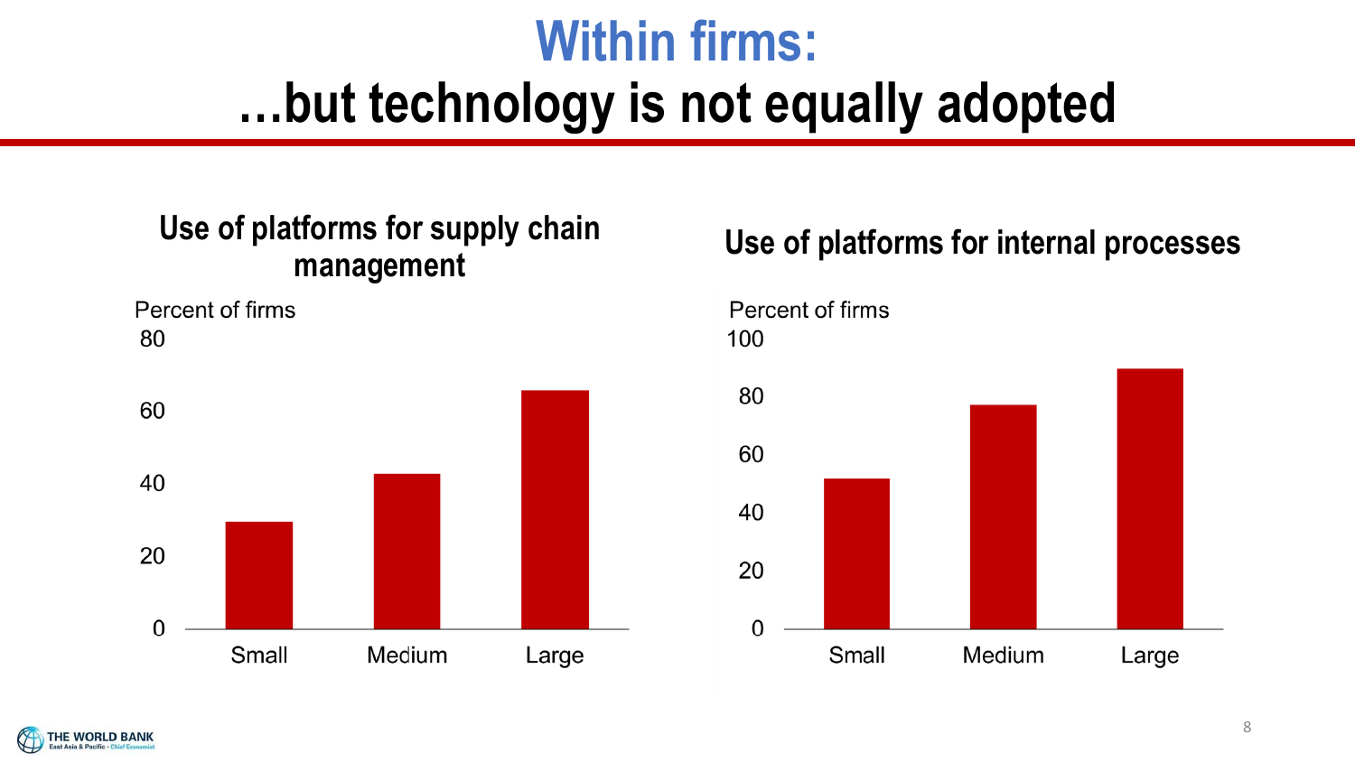# Within firms:
# …but technology is not equally adopted

## Use of platforms for supply chain management

Percent of firms

| | Percent of firms |
|---|---|
| Small | ~30 |
| Medium | ~43 |
| Large | ~66 |

## Use of platforms for internal processes

Percent of firms

| | Percent of firms |
|---|---|
| Small | ~52 |
| Medium | ~77 |
| Large | ~90 |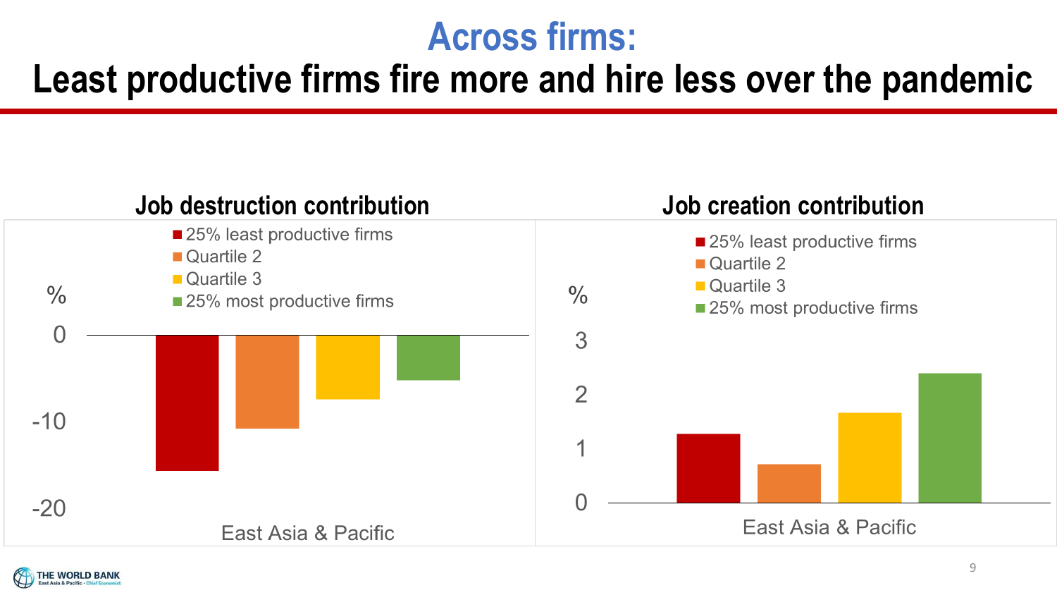# Across firms:

# Least productive firms fire more and hire less over the pandemic

## Job destruction contribution

- 25% least productive firms
- Quartile 2
- Quartile 3
- 25% most productive firms

%

0

-10

-20

East Asia & Pacific

## Job creation contribution

- 25% least productive firms
- Quartile 2
- Quartile 3
- 25% most productive firms

%

3

2

1

0

East Asia & Pacific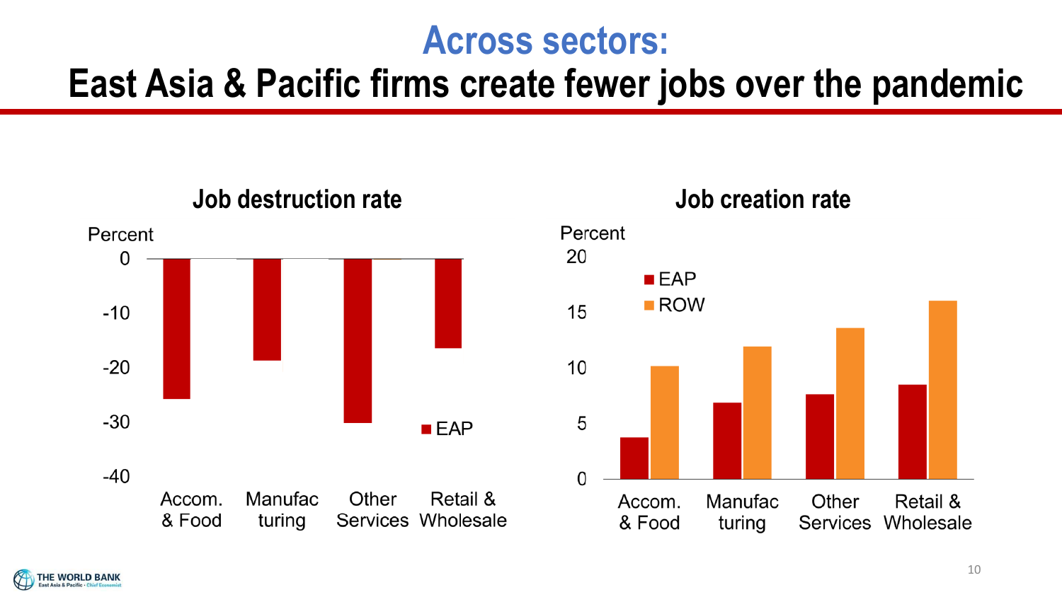# Across sectors:
## East Asia & Pacific firms create fewer jobs over the pandemic

### Job destruction rate

Percent

| Sector | EAP |
|---|---|
| Accom. & Food | -26 |
| Manufacturing | -19 |
| Other Services | -30 |
| Retail & Wholesale | -16.5 |

### Job creation rate

Percent

| Sector | EAP | ROW |
|---|---|---|
| Accom. & Food | 3.8 | 10.2 |
| Manufacturing | 6.9 | 12 |
| Other Services | 7.7 | 13.7 |
| Retail & Wholesale | 8.5 | 16.1 |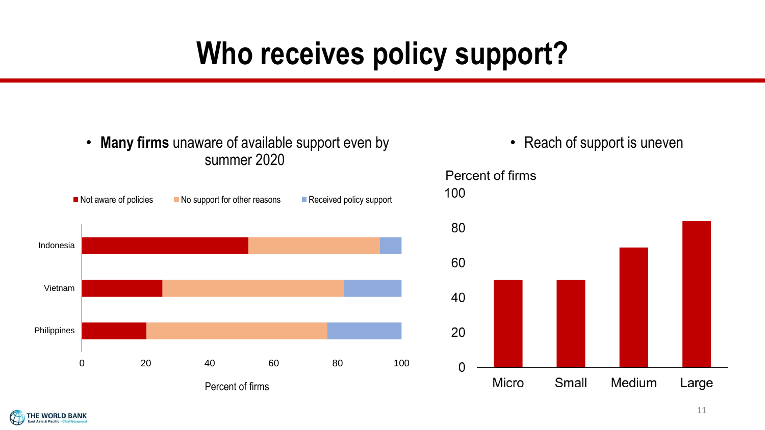# Who receives policy support?

- **Many firms** unaware of available support even by summer 2020

Not aware of policies | No support for other reasons | Received policy support

Indonesia

Vietnam

Philippines

0 20 40 60 80 100

Percent of firms

- Reach of support is uneven

Percent of firms

100

80

60

40

20

0

Micro Small Medium Large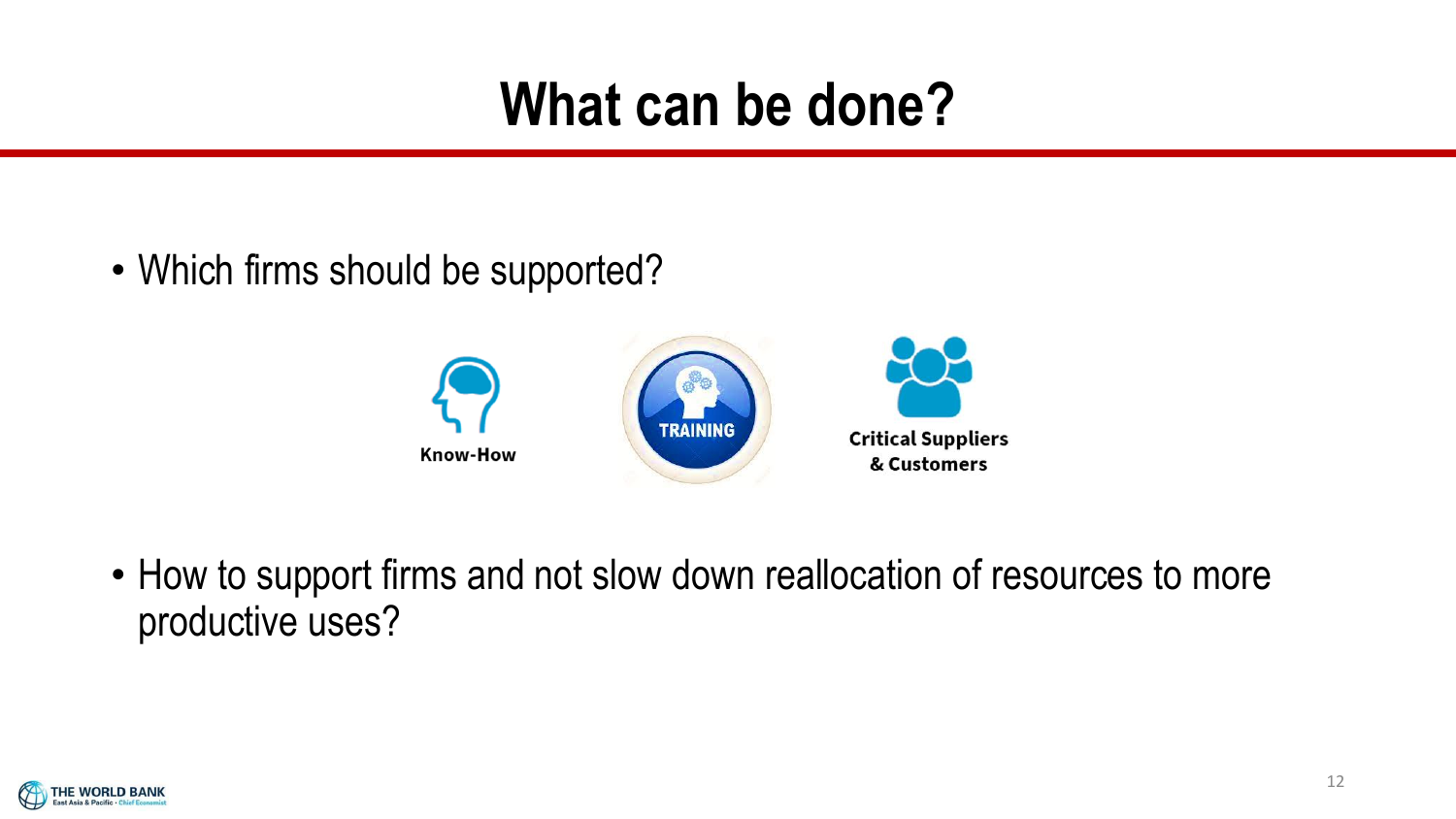# What can be done?

- Which firms should be supported?

Know-How

TRAINING

Critical Suppliers & Customers

- How to support firms and not slow down reallocation of resources to more productive uses?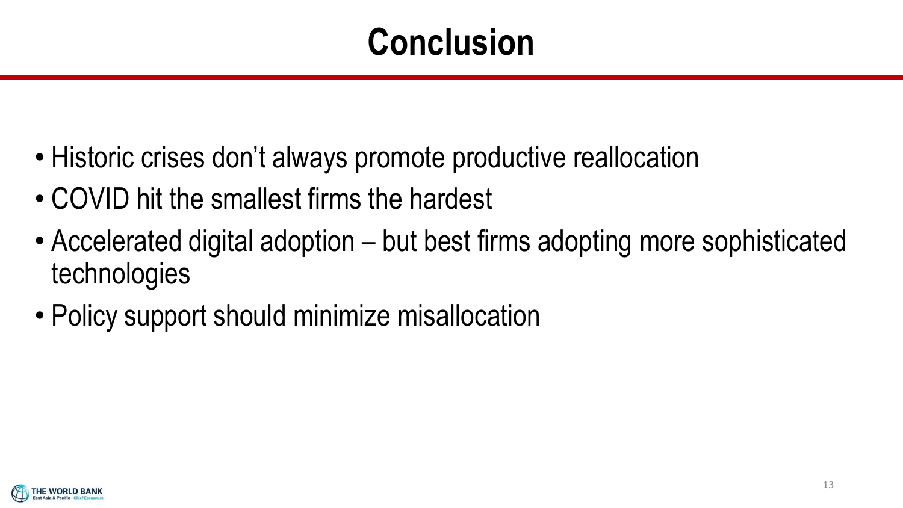# Conclusion

- Historic crises don't always promote productive reallocation
- COVID hit the smallest firms the hardest
- Accelerated digital adoption – but best firms adopting more sophisticated technologies
- Policy support should minimize misallocation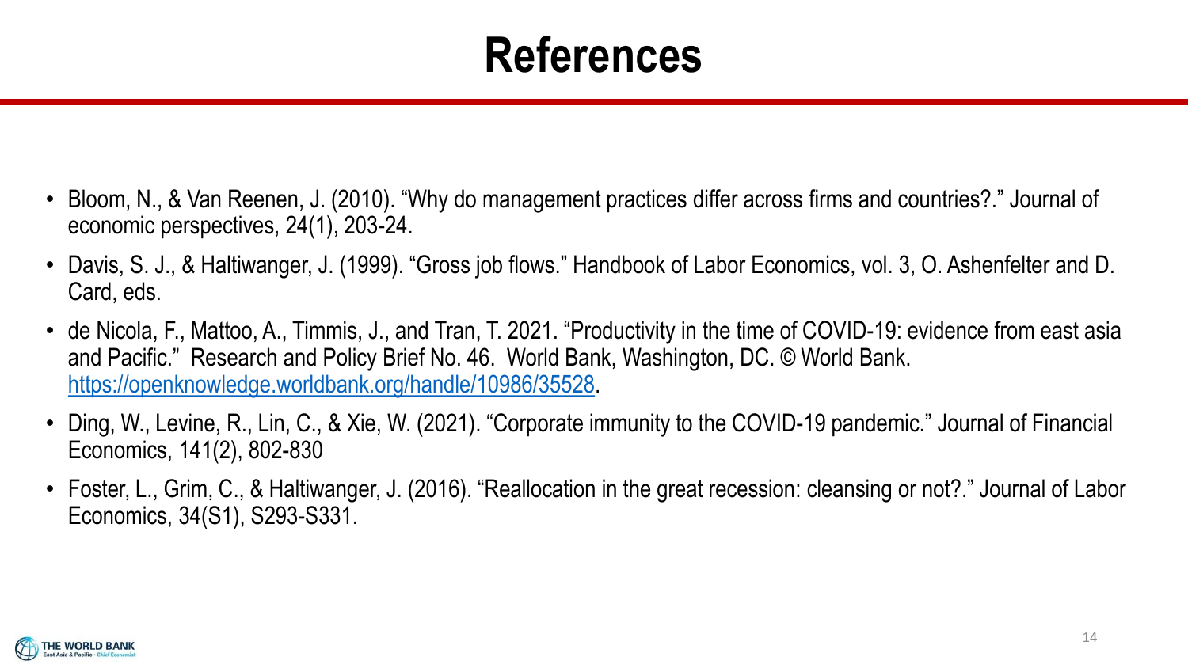# References

- Bloom, N., & Van Reenen, J. (2010). "Why do management practices differ across firms and countries?." Journal of economic perspectives, 24(1), 203-24.
- Davis, S. J., & Haltiwanger, J. (1999). "Gross job flows." Handbook of Labor Economics, vol. 3, O. Ashenfelter and D. Card, eds.
- de Nicola, F., Mattoo, A., Timmis, J., and Tran, T. 2021. "Productivity in the time of COVID-19: evidence from east asia and Pacific." Research and Policy Brief No. 46. World Bank, Washington, DC. © World Bank. https://openknowledge.worldbank.org/handle/10986/35528.
- Ding, W., Levine, R., Lin, C., & Xie, W. (2021). "Corporate immunity to the COVID-19 pandemic." Journal of Financial Economics, 141(2), 802-830
- Foster, L., Grim, C., & Haltiwanger, J. (2016). "Reallocation in the great recession: cleansing or not?." Journal of Labor Economics, 34(S1), S293-S331.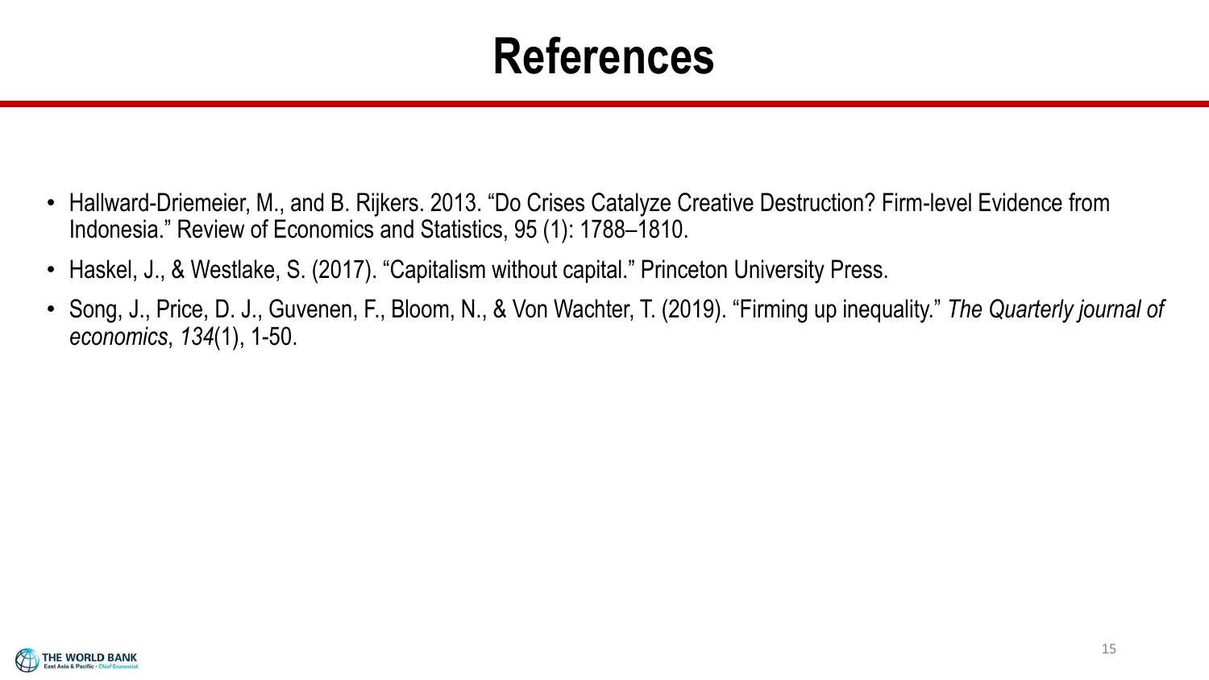# References

- Hallward-Driemeier, M., and B. Rijkers. 2013. "Do Crises Catalyze Creative Destruction? Firm-level Evidence from Indonesia." Review of Economics and Statistics, 95 (1): 1788–1810.
- Haskel, J., & Westlake, S. (2017). "Capitalism without capital." Princeton University Press.
- Song, J., Price, D. J., Guvenen, F., Bloom, N., & Von Wachter, T. (2019). "Firming up inequality." *The Quarterly journal of economics*, *134*(1), 1-50.